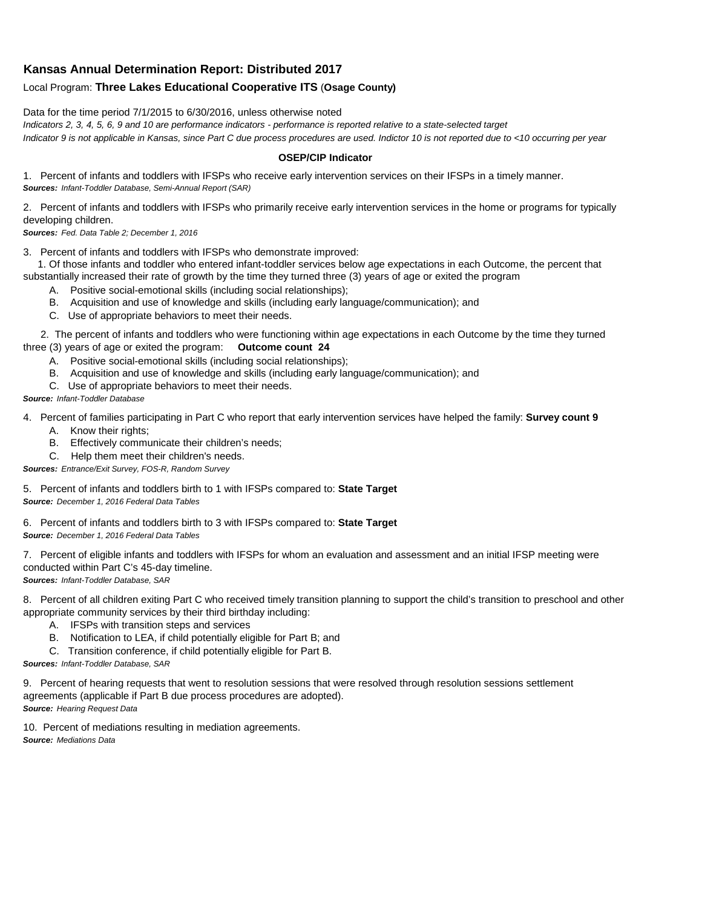## Kansas Annual Determination Report: Distributed 2017

Local Program: **Three Lakes Educational Cooperative ITS** (**Osage County)**

Data for the time period 7/1/2015 to 6/30/2016, unless otherwise noted

*Indicators 2, 3, 4, 5, 6, 9 and 10 are performance indicators - performance is reported relative to a state-selected target*

*Indicator 9 is not applicable in Kansas, since Part C due process procedures are used. Indictor 10 is not reported due to <10 occurring per year*

**OSEP/CIP Indicator**

1. Percent of infants and toddlers with IFSPs who receive early intervention services on their IFSPs in a timely manner.
***Sources:*** *Infant-Toddler Database, Semi-Annual Report (SAR)*

2. Percent of infants and toddlers with IFSPs who primarily receive early intervention services in the home or programs for typically developing children.
***Sources:*** *Fed. Data Table 2; December 1, 2016*

3. Percent of infants and toddlers with IFSPs who demonstrate improved:

   1. Of those infants and toddler who entered infant-toddler services below age expectations in each Outcome, the percent that substantially increased their rate of growth by the time they turned three (3) years of age or exited the program
      - A. Positive social-emotional skills (including social relationships);
      - B. Acquisition and use of knowledge and skills (including early language/communication); and
      - C. Use of appropriate behaviors to meet their needs.

   2. The percent of infants and toddlers who were functioning within age expectations in each Outcome by the time they turned three (3) years of age or exited the program: **Outcome count 24**
      - A. Positive social-emotional skills (including social relationships);
      - B. Acquisition and use of knowledge and skills (including early language/communication); and
      - C. Use of appropriate behaviors to meet their needs.

***Source:*** *Infant-Toddler Database*

4. Percent of families participating in Part C who report that early intervention services have helped the family: **Survey count 9**
   - A. Know their rights;
   - B. Effectively communicate their children's needs;
   - C. Help them meet their children's needs.

***Sources:*** *Entrance/Exit Survey, FOS-R, Random Survey*

5. Percent of infants and toddlers birth to 1 with IFSPs compared to: **State Target**
***Source:*** *December 1, 2016 Federal Data Tables*

6. Percent of infants and toddlers birth to 3 with IFSPs compared to: **State Target**
***Source:*** *December 1, 2016 Federal Data Tables*

7. Percent of eligible infants and toddlers with IFSPs for whom an evaluation and assessment and an initial IFSP meeting were conducted within Part C's 45-day timeline.
***Sources:*** *Infant-Toddler Database, SAR*

8. Percent of all children exiting Part C who received timely transition planning to support the child's transition to preschool and other appropriate community services by their third birthday including:
   - A. IFSPs with transition steps and services
   - B. Notification to LEA, if child potentially eligible for Part B; and
   - C. Transition conference, if child potentially eligible for Part B.

***Sources:*** *Infant-Toddler Database, SAR*

9. Percent of hearing requests that went to resolution sessions that were resolved through resolution sessions settlement agreements (applicable if Part B due process procedures are adopted).
***Source:*** *Hearing Request Data*

10. Percent of mediations resulting in mediation agreements.
***Source:*** *Mediations Data*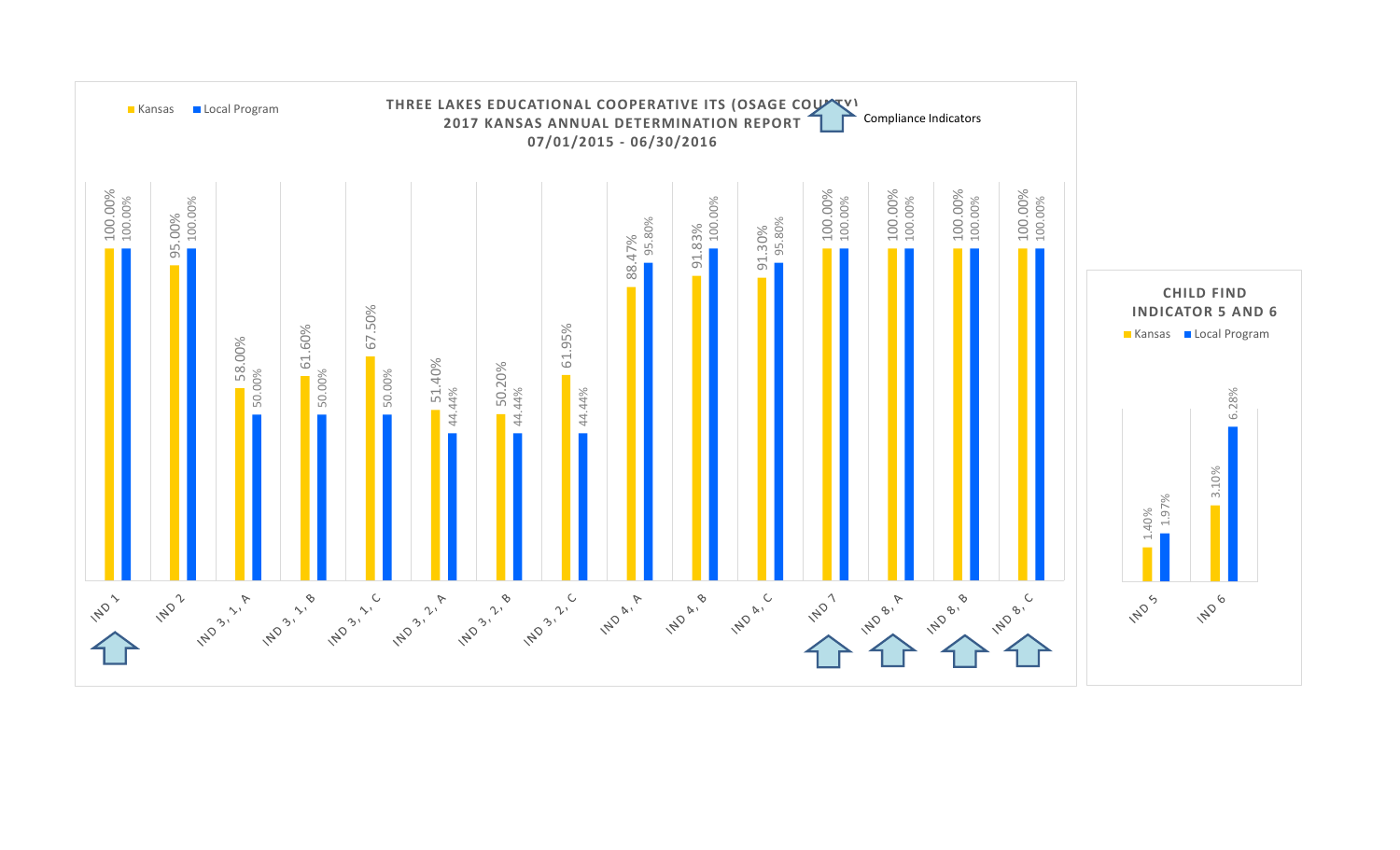Kansas Local Program

THREE LAKES EDUCATIONAL COOPERATIVE ITS (OSAGE COUNTY)
2017 KANSAS ANNUAL DETERMINATION REPORT
07/01/2015 - 06/30/2016

Compliance Indicators

100.00% 100.00%
95.00% 100.00%
58.00% 50.00%
61.60% 50.00%
67.50% 50.00%
51.40% 44.44%
50.20% 44.44%
61.95% 44.44%
88.47% 95.80%
91.83% 100.00%
91.30% 95.80%
100.00% 100.00%
100.00% 100.00%
100.00% 100.00%
100.00% 100.00%

IND 1
IND 2
IND 3, 1, A
IND 3, 1, B
IND 3, 1, C
IND 3, 2, A
IND 3, 2, B
IND 3, 2, C
IND 4, A
IND 4, B
IND 4, C
IND 7
IND 8, A
IND 8, B
IND 8, C

CHILD FIND
INDICATOR 5 AND 6

Kansas Local Program

1.40% 1.97%
3.10% 6.28%

IND 5
IND 6